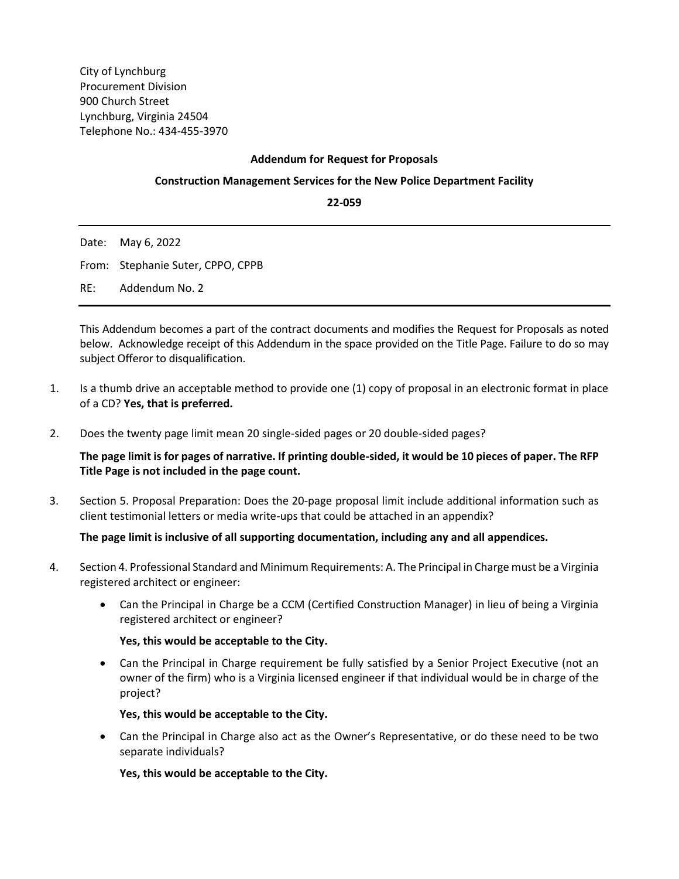City of Lynchburg
Procurement Division
900 Church Street
Lynchburg, Virginia 24504
Telephone No.: 434-455-3970

**Addendum for Request for Proposals**

**Construction Management Services for the New Police Department Facility**

**22-059**

---

Date: May 6, 2022

From: Stephanie Suter, CPPO, CPPB

RE: Addendum No. 2

---

This Addendum becomes a part of the contract documents and modifies the Request for Proposals as noted below. Acknowledge receipt of this Addendum in the space provided on the Title Page. Failure to do so may subject Offeror to disqualification.

1. Is a thumb drive an acceptable method to provide one (1) copy of proposal in an electronic format in place of a CD? **Yes, that is preferred.**

2. Does the twenty page limit mean 20 single-sided pages or 20 double-sided pages?

   **The page limit is for pages of narrative. If printing double-sided, it would be 10 pieces of paper. The RFP Title Page is not included in the page count.**

3. Section 5. Proposal Preparation: Does the 20-page proposal limit include additional information such as client testimonial letters or media write-ups that could be attached in an appendix?

   **The page limit is inclusive of all supporting documentation, including any and all appendices.**

4. Section 4. Professional Standard and Minimum Requirements: A. The Principal in Charge must be a Virginia registered architect or engineer:

   - Can the Principal in Charge be a CCM (Certified Construction Manager) in lieu of being a Virginia registered architect or engineer?

     **Yes, this would be acceptable to the City.**

   - Can the Principal in Charge requirement be fully satisfied by a Senior Project Executive (not an owner of the firm) who is a Virginia licensed engineer if that individual would be in charge of the project?

     **Yes, this would be acceptable to the City.**

   - Can the Principal in Charge also act as the Owner's Representative, or do these need to be two separate individuals?

     **Yes, this would be acceptable to the City.**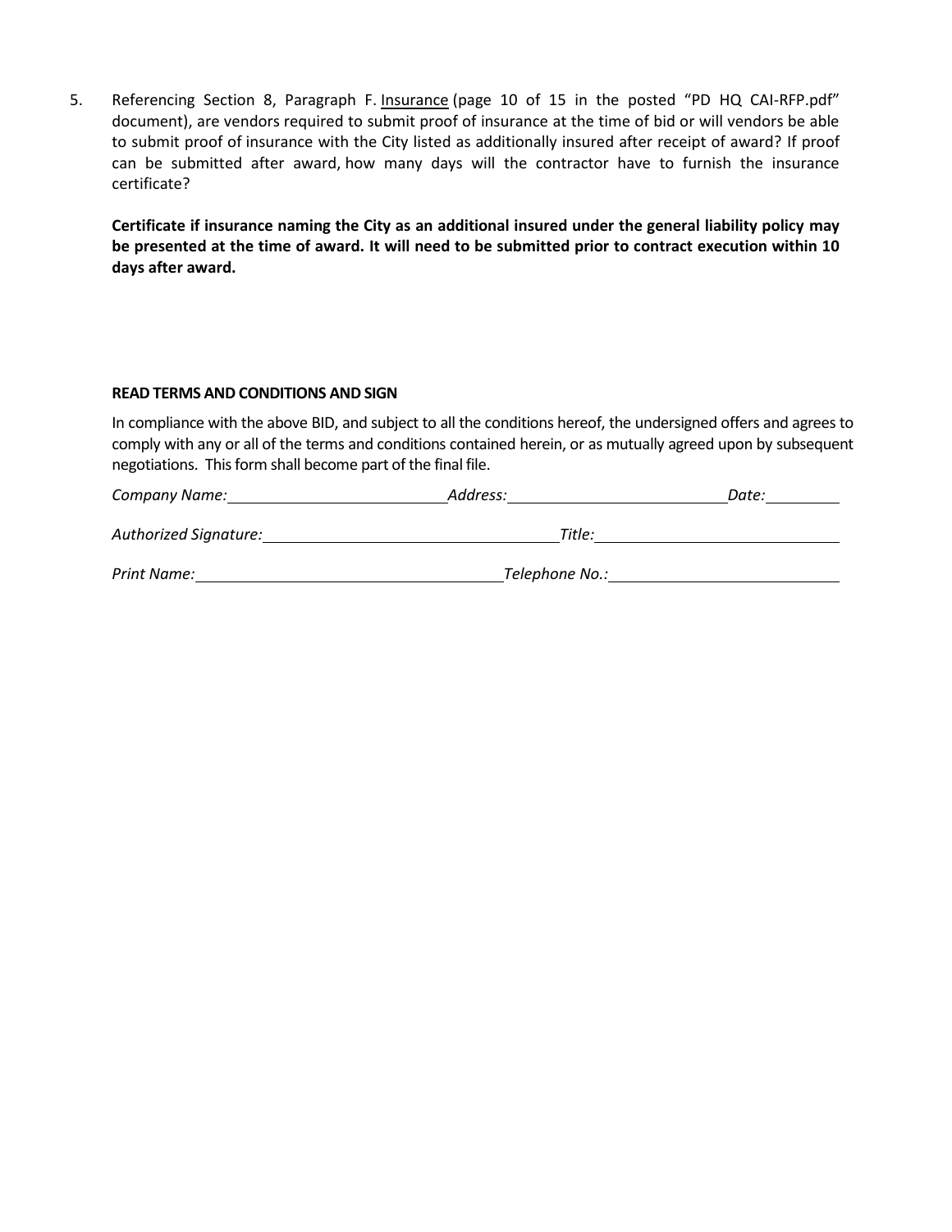5. Referencing Section 8, Paragraph F. Insurance (page 10 of 15 in the posted "PD HQ CAI-RFP.pdf" document), are vendors required to submit proof of insurance at the time of bid or will vendors be able to submit proof of insurance with the City listed as additionally insured after receipt of award? If proof can be submitted after award, how many days will the contractor have to furnish the insurance certificate?

   **Certificate if insurance naming the City as an additional insured under the general liability policy may be presented at the time of award. It will need to be submitted prior to contract execution within 10 days after award.**

**READ TERMS AND CONDITIONS AND SIGN**

In compliance with the above BID, and subject to all the conditions hereof, the undersigned offers and agrees to comply with any or all of the terms and conditions contained herein, or as mutually agreed upon by subsequent negotiations. This form shall become part of the final file.

*Company Name:* ______________________ *Address:* ______________________ *Date:* ________

*Authorized Signature:* ______________________________ *Title:* ______________________

*Print Name:* ______________________________ *Telephone No.:* ______________________